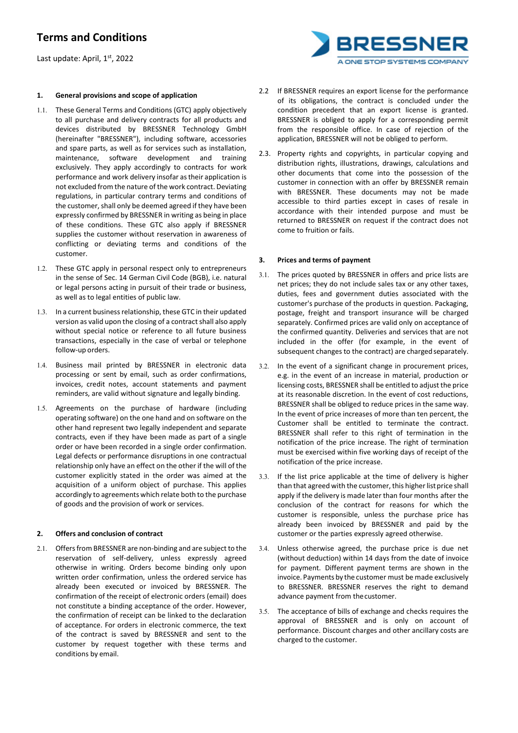# Terms and Conditions

Last update: April, 1st, 2022

## 1. General provisions and scope of application

1.1. These General Terms and Conditions (GTC) apply objectively to all purchase and delivery contracts for all products and devices distributed by BRESSNER Technology GmbH (hereinafter "BRESSNER"), including software, accessories and spare parts, as well as for services such as installation, maintenance, software development and training exclusively. They apply accordingly to contracts for work performance and work delivery insofar as their application is not excluded from the nature of the work contract. Deviating regulations, in particular contrary terms and conditions of the customer, shall only be deemed agreed if they have been expressly confirmed by BRESSNER in writing as being in place of these conditions. These GTC also apply if BRESSNER supplies the customer without reservation in awareness of conflicting or deviating terms and conditions of the customer.

1.2. These GTC apply in personal respect only to entrepreneurs in the sense of Sec. 14 German Civil Code (BGB), i.e. natural or legal persons acting in pursuit of their trade or business, as well as to legal entities of public law.

1.3. In a current business relationship, these GTC in their updated version as valid upon the closing of a contract shall also apply without special notice or reference to all future business transactions, especially in the case of verbal or telephone follow-up orders.

1.4. Business mail printed by BRESSNER in electronic data processing or sent by email, such as order confirmations, invoices, credit notes, account statements and payment reminders, are valid without signature and legally binding.

1.5. Agreements on the purchase of hardware (including operating software) on the one hand and on software on the other hand represent two legally independent and separate contracts, even if they have been made as part of a single order or have been recorded in a single order confirmation. Legal defects or performance disruptions in one contractual relationship only have an effect on the other if the will of the customer explicitly stated in the order was aimed at the acquisition of a uniform object of purchase. This applies accordingly to agreements which relate both to the purchase of goods and the provision of work or services.

## 2. Offers and conclusion of contract

2.1. Offers from BRESSNER are non-binding and are subject to the reservation of self-delivery, unless expressly agreed otherwise in writing. Orders become binding only upon written order confirmation, unless the ordered service has already been executed or invoiced by BRESSNER. The confirmation of the receipt of electronic orders (email) does not constitute a binding acceptance of the order. However, the confirmation of receipt can be linked to the declaration of acceptance. For orders in electronic commerce, the text of the contract is saved by BRESSNER and sent to the customer by request together with these terms and conditions by email.

2.2 If BRESSNER requires an export license for the performance of its obligations, the contract is concluded under the condition precedent that an export license is granted. BRESSNER is obliged to apply for a corresponding permit from the responsible office. In case of rejection of the application, BRESSNER will not be obliged to perform.

2.3. Property rights and copyrights, in particular copying and distribution rights, illustrations, drawings, calculations and other documents that come into the possession of the customer in connection with an offer by BRESSNER remain with BRESSNER. These documents may not be made accessible to third parties except in cases of resale in accordance with their intended purpose and must be returned to BRESSNER on request if the contract does not come to fruition or fails.

## 3. Prices and terms of payment

3.1. The prices quoted by BRESSNER in offers and price lists are net prices; they do not include sales tax or any other taxes, duties, fees and government duties associated with the customer's purchase of the products in question. Packaging, postage, freight and transport insurance will be charged separately. Confirmed prices are valid only on acceptance of the confirmed quantity. Deliveries and services that are not included in the offer (for example, in the event of subsequent changes to the contract) are charged separately.

3.2. In the event of a significant change in procurement prices, e.g. in the event of an increase in material, production or licensing costs, BRESSNER shall be entitled to adjust the price at its reasonable discretion. In the event of cost reductions, BRESSNER shall be obliged to reduce prices in the same way. In the event of price increases of more than ten percent, the Customer shall be entitled to terminate the contract. BRESSNER shall refer to this right of termination in the notification of the price increase. The right of termination must be exercised within five working days of receipt of the notification of the price increase.

3.3. If the list price applicable at the time of delivery is higher than that agreed with the customer, this higher list price shall apply if the delivery is made later than four months after the conclusion of the contract for reasons for which the customer is responsible, unless the purchase price has already been invoiced by BRESSNER and paid by the customer or the parties expressly agreed otherwise.

3.4. Unless otherwise agreed, the purchase price is due net (without deduction) within 14 days from the date of invoice for payment. Different payment terms are shown in the invoice. Payments by the customer must be made exclusively to BRESSNER. BRESSNER reserves the right to demand advance payment from the customer.

3.5. The acceptance of bills of exchange and checks requires the approval of BRESSNER and is only on account of performance. Discount charges and other ancillary costs are charged to the customer.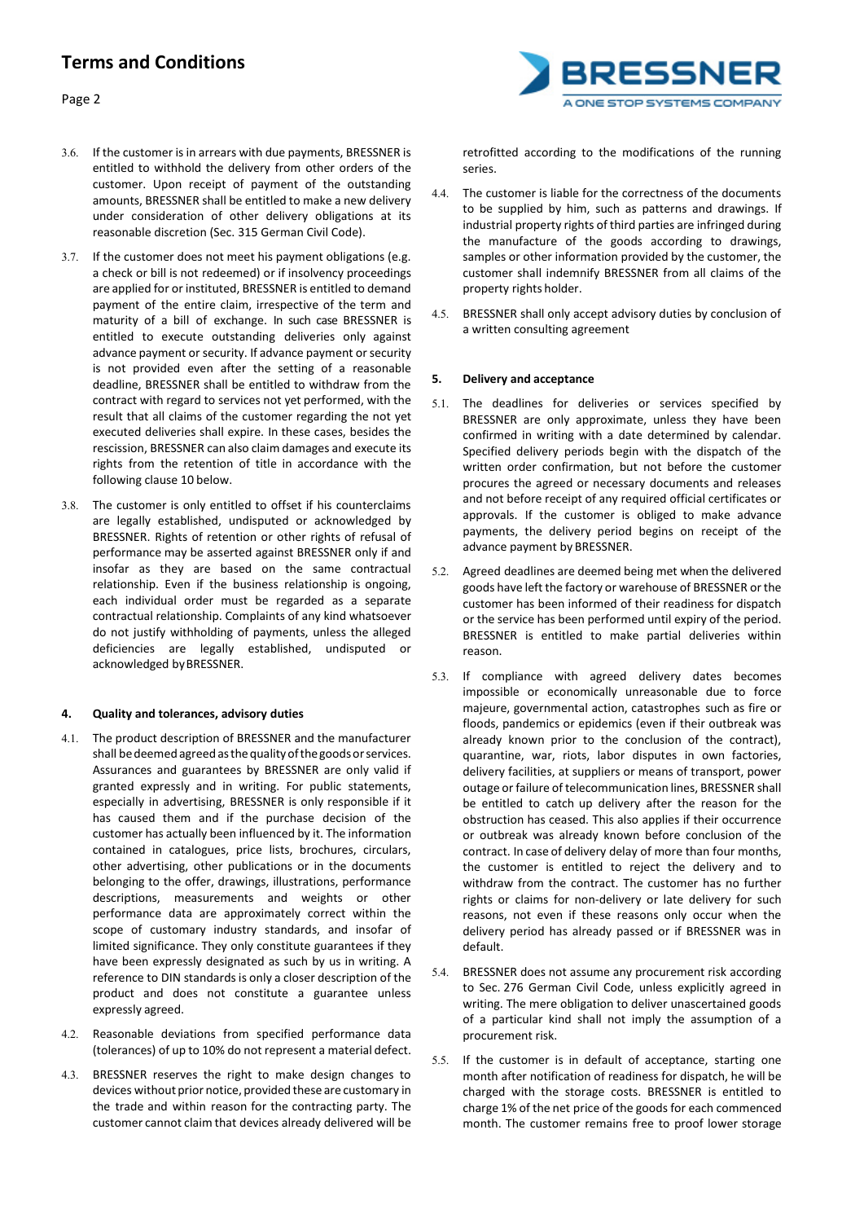3.6. If the customer is in arrears with due payments, BRESSNER is entitled to withhold the delivery from other orders of the customer. Upon receipt of payment of the outstanding amounts, BRESSNER shall be entitled to make a new delivery under consideration of other delivery obligations at its reasonable discretion (Sec. 315 German Civil Code).

3.7. If the customer does not meet his payment obligations (e.g. a check or bill is not redeemed) or if insolvency proceedings are applied for or instituted, BRESSNER is entitled to demand payment of the entire claim, irrespective of the term and maturity of a bill of exchange. In such case BRESSNER is entitled to execute outstanding deliveries only against advance payment or security. If advance payment or security is not provided even after the setting of a reasonable deadline, BRESSNER shall be entitled to withdraw from the contract with regard to services not yet performed, with the result that all claims of the customer regarding the not yet executed deliveries shall expire. In these cases, besides the rescission, BRESSNER can also claim damages and execute its rights from the retention of title in accordance with the following clause 10 below.

3.8. The customer is only entitled to offset if his counterclaims are legally established, undisputed or acknowledged by BRESSNER. Rights of retention or other rights of refusal of performance may be asserted against BRESSNER only if and insofar as they are based on the same contractual relationship. Even if the business relationship is ongoing, each individual order must be regarded as a separate contractual relationship. Complaints of any kind whatsoever do not justify withholding of payments, unless the alleged deficiencies are legally established, undisputed or acknowledged by BRESSNER.

#### 4. Quality and tolerances, advisory duties

4.1. The product description of BRESSNER and the manufacturer shall be deemed agreed as the quality of the goods or services. Assurances and guarantees by BRESSNER are only valid if granted expressly and in writing. For public statements, especially in advertising, BRESSNER is only responsible if it has caused them and if the purchase decision of the customer has actually been influenced by it. The information contained in catalogues, price lists, brochures, circulars, other advertising, other publications or in the documents belonging to the offer, drawings, illustrations, performance descriptions, measurements and weights or other performance data are approximately correct within the scope of customary industry standards, and insofar of limited significance. They only constitute guarantees if they have been expressly designated as such by us in writing. A reference to DIN standards is only a closer description of the product and does not constitute a guarantee unless expressly agreed.

4.2. Reasonable deviations from specified performance data (tolerances) of up to 10% do not represent a material defect.

4.3. BRESSNER reserves the right to make design changes to devices without prior notice, provided these are customary in the trade and within reason for the contracting party. The customer cannot claim that devices already delivered will be retrofitted according to the modifications of the running series.

4.4. The customer is liable for the correctness of the documents to be supplied by him, such as patterns and drawings. If industrial property rights of third parties are infringed during the manufacture of the goods according to drawings, samples or other information provided by the customer, the customer shall indemnify BRESSNER from all claims of the property rights holder.

4.5. BRESSNER shall only accept advisory duties by conclusion of a written consulting agreement

#### 5. Delivery and acceptance

5.1. The deadlines for deliveries or services specified by BRESSNER are only approximate, unless they have been confirmed in writing with a date determined by calendar. Specified delivery periods begin with the dispatch of the written order confirmation, but not before the customer procures the agreed or necessary documents and releases and not before receipt of any required official certificates or approvals. If the customer is obliged to make advance payments, the delivery period begins on receipt of the advance payment by BRESSNER.

5.2. Agreed deadlines are deemed being met when the delivered goods have left the factory or warehouse of BRESSNER or the customer has been informed of their readiness for dispatch or the service has been performed until expiry of the period. BRESSNER is entitled to make partial deliveries within reason.

5.3. If compliance with agreed delivery dates becomes impossible or economically unreasonable due to force majeure, governmental action, catastrophes such as fire or floods, pandemics or epidemics (even if their outbreak was already known prior to the conclusion of the contract), quarantine, war, riots, labor disputes in own factories, delivery facilities, at suppliers or means of transport, power outage or failure of telecommunication lines, BRESSNER shall be entitled to catch up delivery after the reason for the obstruction has ceased. This also applies if their occurrence or outbreak was already known before conclusion of the contract. In case of delivery delay of more than four months, the customer is entitled to reject the delivery and to withdraw from the contract. The customer has no further rights or claims for non-delivery or late delivery for such reasons, not even if these reasons only occur when the delivery period has already passed or if BRESSNER was in default.

5.4. BRESSNER does not assume any procurement risk according to Sec. 276 German Civil Code, unless explicitly agreed in writing. The mere obligation to deliver unascertained goods of a particular kind shall not imply the assumption of a procurement risk.

5.5. If the customer is in default of acceptance, starting one month after notification of readiness for dispatch, he will be charged with the storage costs. BRESSNER is entitled to charge 1% of the net price of the goods for each commenced month. The customer remains free to proof lower storage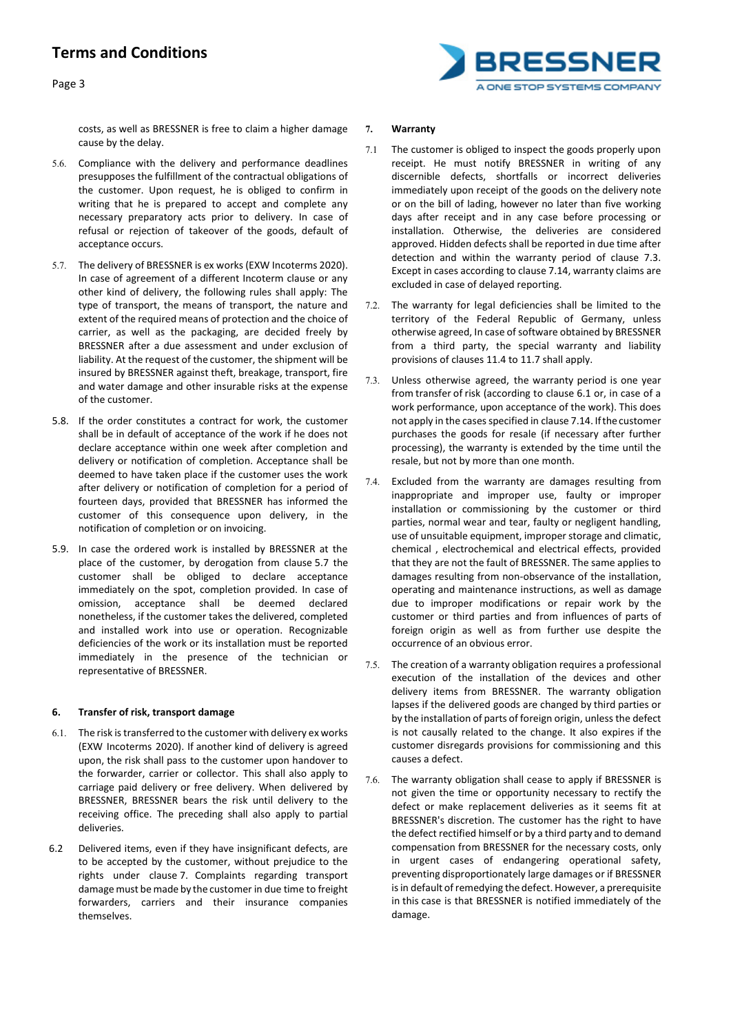costs, as well as BRESSNER is free to claim a higher damage cause by the delay.

5.6. Compliance with the delivery and performance deadlines presupposes the fulfillment of the contractual obligations of the customer. Upon request, he is obliged to confirm in writing that he is prepared to accept and complete any necessary preparatory acts prior to delivery. In case of refusal or rejection of takeover of the goods, default of acceptance occurs.

5.7. The delivery of BRESSNER is ex works (EXW Incoterms 2020). In case of agreement of a different Incoterm clause or any other kind of delivery, the following rules shall apply: The type of transport, the means of transport, the nature and extent of the required means of protection and the choice of carrier, as well as the packaging, are decided freely by BRESSNER after a due assessment and under exclusion of liability. At the request of the customer, the shipment will be insured by BRESSNER against theft, breakage, transport, fire and water damage and other insurable risks at the expense of the customer.

5.8. If the order constitutes a contract for work, the customer shall be in default of acceptance of the work if he does not declare acceptance within one week after completion and delivery or notification of completion. Acceptance shall be deemed to have taken place if the customer uses the work after delivery or notification of completion for a period of fourteen days, provided that BRESSNER has informed the customer of this consequence upon delivery, in the notification of completion or on invoicing.

5.9. In case the ordered work is installed by BRESSNER at the place of the customer, by derogation from clause 5.7 the customer shall be obliged to declare acceptance immediately on the spot, completion provided. In case of omission, acceptance shall be deemed declared nonetheless, if the customer takes the delivered, completed and installed work into use or operation. Recognizable deficiencies of the work or its installation must be reported immediately in the presence of the technician or representative of BRESSNER.

## 6. Transfer of risk, transport damage

6.1. The risk is transferred to the customer with delivery ex works (EXW Incoterms 2020). If another kind of delivery is agreed upon, the risk shall pass to the customer upon handover to the forwarder, carrier or collector. This shall also apply to carriage paid delivery or free delivery. When delivered by BRESSNER, BRESSNER bears the risk until delivery to the receiving office. The preceding shall also apply to partial deliveries.

6.2 Delivered items, even if they have insignificant defects, are to be accepted by the customer, without prejudice to the rights under clause 7. Complaints regarding transport damage must be made by the customer in due time to freight forwarders, carriers and their insurance companies themselves.

## 7. Warranty

7.1 The customer is obliged to inspect the goods properly upon receipt. He must notify BRESSNER in writing of any discernible defects, shortfalls or incorrect deliveries immediately upon receipt of the goods on the delivery note or on the bill of lading, however no later than five working days after receipt and in any case before processing or installation. Otherwise, the deliveries are considered approved. Hidden defects shall be reported in due time after detection and within the warranty period of clause 7.3. Except in cases according to clause 7.14, warranty claims are excluded in case of delayed reporting.

7.2. The warranty for legal deficiencies shall be limited to the territory of the Federal Republic of Germany, unless otherwise agreed, In case of software obtained by BRESSNER from a third party, the special warranty and liability provisions of clauses 11.4 to 11.7 shall apply.

7.3. Unless otherwise agreed, the warranty period is one year from transfer of risk (according to clause 6.1 or, in case of a work performance, upon acceptance of the work). This does not apply in the cases specified in clause 7.14. If the customer purchases the goods for resale (if necessary after further processing), the warranty is extended by the time until the resale, but not by more than one month.

7.4. Excluded from the warranty are damages resulting from inappropriate and improper use, faulty or improper installation or commissioning by the customer or third parties, normal wear and tear, faulty or negligent handling, use of unsuitable equipment, improper storage and climatic, chemical , electrochemical and electrical effects, provided that they are not the fault of BRESSNER. The same applies to damages resulting from non-observance of the installation, operating and maintenance instructions, as well as damage due to improper modifications or repair work by the customer or third parties and from influences of parts of foreign origin as well as from further use despite the occurrence of an obvious error.

7.5. The creation of a warranty obligation requires a professional execution of the installation of the devices and other delivery items from BRESSNER. The warranty obligation lapses if the delivered goods are changed by third parties or by the installation of parts of foreign origin, unless the defect is not causally related to the change. It also expires if the customer disregards provisions for commissioning and this causes a defect.

7.6. The warranty obligation shall cease to apply if BRESSNER is not given the time or opportunity necessary to rectify the defect or make replacement deliveries as it seems fit at BRESSNER's discretion. The customer has the right to have the defect rectified himself or by a third party and to demand compensation from BRESSNER for the necessary costs, only in urgent cases of endangering operational safety, preventing disproportionately large damages or if BRESSNER is in default of remedying the defect. However, a prerequisite in this case is that BRESSNER is notified immediately of the damage.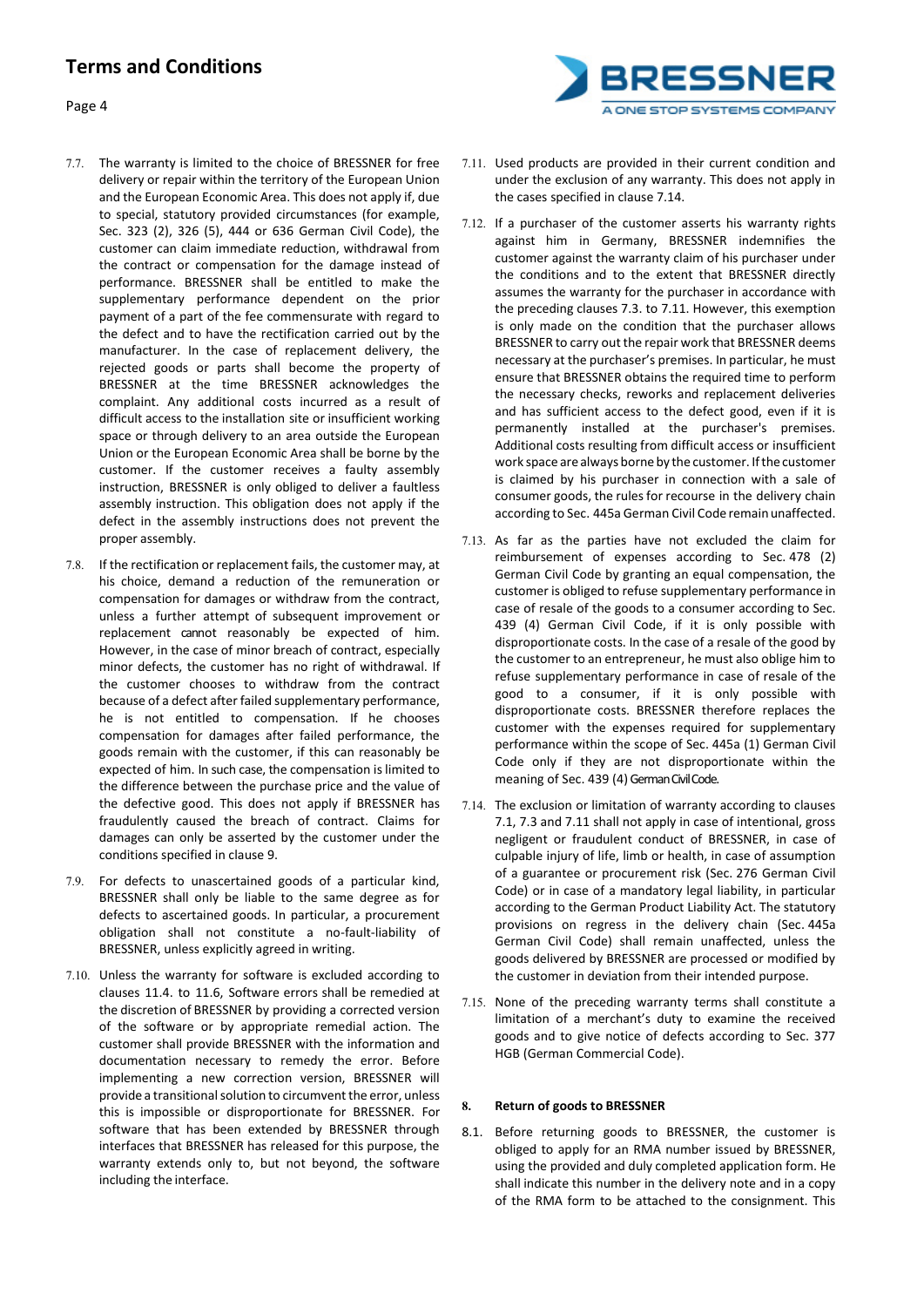7.7. The warranty is limited to the choice of BRESSNER for free delivery or repair within the territory of the European Union and the European Economic Area. This does not apply if, due to special, statutory provided circumstances (for example, Sec. 323 (2), 326 (5), 444 or 636 German Civil Code), the customer can claim immediate reduction, withdrawal from the contract or compensation for the damage instead of performance. BRESSNER shall be entitled to make the supplementary performance dependent on the prior payment of a part of the fee commensurate with regard to the defect and to have the rectification carried out by the manufacturer. In the case of replacement delivery, the rejected goods or parts shall become the property of BRESSNER at the time BRESSNER acknowledges the complaint. Any additional costs incurred as a result of difficult access to the installation site or insufficient working space or through delivery to an area outside the European Union or the European Economic Area shall be borne by the customer. If the customer receives a faulty assembly instruction, BRESSNER is only obliged to deliver a faultless assembly instruction. This obligation does not apply if the defect in the assembly instructions does not prevent the proper assembly.

7.8. If the rectification or replacement fails, the customer may, at his choice, demand a reduction of the remuneration or compensation for damages or withdraw from the contract, unless a further attempt of subsequent improvement or replacement cannot reasonably be expected of him. However, in the case of minor breach of contract, especially minor defects, the customer has no right of withdrawal. If the customer chooses to withdraw from the contract because of a defect after failed supplementary performance, he is not entitled to compensation. If he chooses compensation for damages after failed performance, the goods remain with the customer, if this can reasonably be expected of him. In such case, the compensation is limited to the difference between the purchase price and the value of the defective good. This does not apply if BRESSNER has fraudulently caused the breach of contract. Claims for damages can only be asserted by the customer under the conditions specified in clause 9.

7.9. For defects to unascertained goods of a particular kind, BRESSNER shall only be liable to the same degree as for defects to ascertained goods. In particular, a procurement obligation shall not constitute a no-fault-liability of BRESSNER, unless explicitly agreed in writing.

7.10. Unless the warranty for software is excluded according to clauses 11.4. to 11.6, Software errors shall be remedied at the discretion of BRESSNER by providing a corrected version of the software or by appropriate remedial action. The customer shall provide BRESSNER with the information and documentation necessary to remedy the error. Before implementing a new correction version, BRESSNER will provide a transitional solution to circumvent the error, unless this is impossible or disproportionate for BRESSNER. For software that has been extended by BRESSNER through interfaces that BRESSNER has released for this purpose, the warranty extends only to, but not beyond, the software including the interface.

7.11. Used products are provided in their current condition and under the exclusion of any warranty. This does not apply in the cases specified in clause 7.14.

7.12. If a purchaser of the customer asserts his warranty rights against him in Germany, BRESSNER indemnifies the customer against the warranty claim of his purchaser under the conditions and to the extent that BRESSNER directly assumes the warranty for the purchaser in accordance with the preceding clauses 7.3. to 7.11. However, this exemption is only made on the condition that the purchaser allows BRESSNER to carry out the repair work that BRESSNER deems necessary at the purchaser's premises. In particular, he must ensure that BRESSNER obtains the required time to perform the necessary checks, reworks and replacement deliveries and has sufficient access to the defect good, even if it is permanently installed at the purchaser's premises. Additional costs resulting from difficult access or insufficient work space are always borne by the customer. If the customer is claimed by his purchaser in connection with a sale of consumer goods, the rules for recourse in the delivery chain according to Sec. 445a German Civil Code remain unaffected.

7.13. As far as the parties have not excluded the claim for reimbursement of expenses according to Sec. 478 (2) German Civil Code by granting an equal compensation, the customer is obliged to refuse supplementary performance in case of resale of the goods to a consumer according to Sec. 439 (4) German Civil Code, if it is only possible with disproportionate costs. In the case of a resale of the good by the customer to an entrepreneur, he must also oblige him to refuse supplementary performance in case of resale of the good to a consumer, if it is only possible with disproportionate costs. BRESSNER therefore replaces the customer with the expenses required for supplementary performance within the scope of Sec. 445a (1) German Civil Code only if they are not disproportionate within the meaning of Sec. 439 (4) German Civil Code.

7.14. The exclusion or limitation of warranty according to clauses 7.1, 7.3 and 7.11 shall not apply in case of intentional, gross negligent or fraudulent conduct of BRESSNER, in case of culpable injury of life, limb or health, in case of assumption of a guarantee or procurement risk (Sec. 276 German Civil Code) or in case of a mandatory legal liability, in particular according to the German Product Liability Act. The statutory provisions on regress in the delivery chain (Sec. 445a German Civil Code) shall remain unaffected, unless the goods delivered by BRESSNER are processed or modified by the customer in deviation from their intended purpose.

7.15. None of the preceding warranty terms shall constitute a limitation of a merchant's duty to examine the received goods and to give notice of defects according to Sec. 377 HGB (German Commercial Code).

## 8. Return of goods to BRESSNER

8.1. Before returning goods to BRESSNER, the customer is obliged to apply for an RMA number issued by BRESSNER, using the provided and duly completed application form. He shall indicate this number in the delivery note and in a copy of the RMA form to be attached to the consignment. This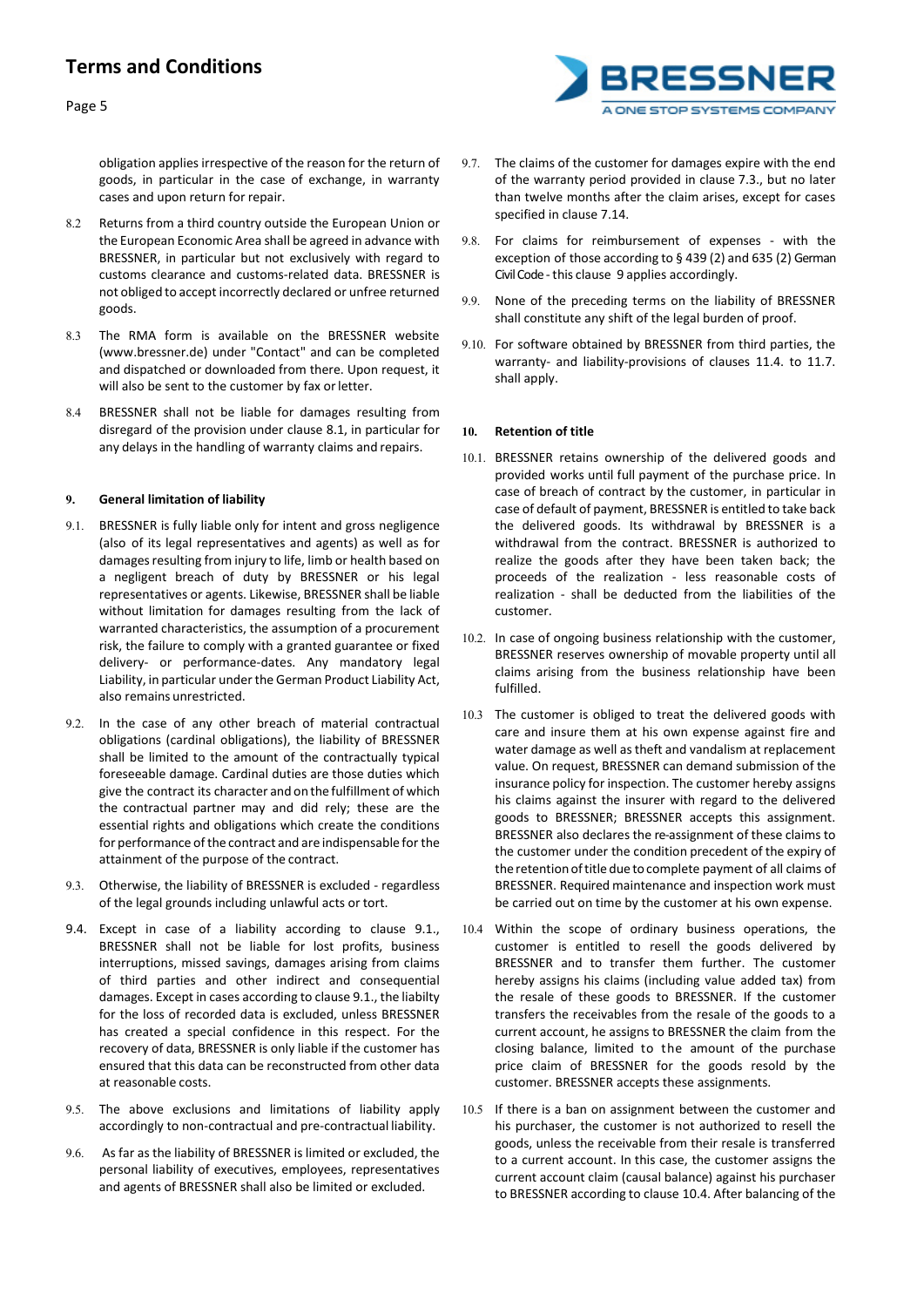obligation applies irrespective of the reason for the return of goods, in particular in the case of exchange, in warranty cases and upon return for repair.

8.2 Returns from a third country outside the European Union or the European Economic Area shall be agreed in advance with BRESSNER, in particular but not exclusively with regard to customs clearance and customs-related data. BRESSNER is not obliged to accept incorrectly declared or unfree returned goods.

8.3 The RMA form is available on the BRESSNER website (www.bressner.de) under "Contact" and can be completed and dispatched or downloaded from there. Upon request, it will also be sent to the customer by fax or letter.

8.4 BRESSNER shall not be liable for damages resulting from disregard of the provision under clause 8.1, in particular for any delays in the handling of warranty claims and repairs.

## 9. General limitation of liability

9.1. BRESSNER is fully liable only for intent and gross negligence (also of its legal representatives and agents) as well as for damages resulting from injury to life, limb or health based on a negligent breach of duty by BRESSNER or his legal representatives or agents. Likewise, BRESSNER shall be liable without limitation for damages resulting from the lack of warranted characteristics, the assumption of a procurement risk, the failure to comply with a granted guarantee or fixed delivery- or performance-dates. Any mandatory legal Liability, in particular under the German Product Liability Act, also remains unrestricted.

9.2. In the case of any other breach of material contractual obligations (cardinal obligations), the liability of BRESSNER shall be limited to the amount of the contractually typical foreseeable damage. Cardinal duties are those duties which give the contract its character and on the fulfillment of which the contractual partner may and did rely; these are the essential rights and obligations which create the conditions for performance of the contract and are indispensable for the attainment of the purpose of the contract.

9.3. Otherwise, the liability of BRESSNER is excluded - regardless of the legal grounds including unlawful acts or tort.

9.4. Except in case of a liability according to clause 9.1., BRESSNER shall not be liable for lost profits, business interruptions, missed savings, damages arising from claims of third parties and other indirect and consequential damages. Except in cases according to clause 9.1., the liabilty for the loss of recorded data is excluded, unless BRESSNER has created a special confidence in this respect. For the recovery of data, BRESSNER is only liable if the customer has ensured that this data can be reconstructed from other data at reasonable costs.

9.5. The above exclusions and limitations of liability apply accordingly to non-contractual and pre-contractual liability.

9.6. As far as the liability of BRESSNER is limited or excluded, the personal liability of executives, employees, representatives and agents of BRESSNER shall also be limited or excluded.

9.7. The claims of the customer for damages expire with the end of the warranty period provided in clause 7.3., but no later than twelve months after the claim arises, except for cases specified in clause 7.14.

9.8. For claims for reimbursement of expenses - with the exception of those according to § 439 (2) and 635 (2) German Civil Code - this clause 9 applies accordingly.

9.9. None of the preceding terms on the liability of BRESSNER shall constitute any shift of the legal burden of proof.

9.10. For software obtained by BRESSNER from third parties, the warranty- and liability-provisions of clauses 11.4. to 11.7. shall apply.

## 10. Retention of title

10.1. BRESSNER retains ownership of the delivered goods and provided works until full payment of the purchase price. In case of breach of contract by the customer, in particular in case of default of payment, BRESSNER is entitled to take back the delivered goods. Its withdrawal by BRESSNER is a withdrawal from the contract. BRESSNER is authorized to realize the goods after they have been taken back; the proceeds of the realization - less reasonable costs of realization - shall be deducted from the liabilities of the customer.

10.2. In case of ongoing business relationship with the customer, BRESSNER reserves ownership of movable property until all claims arising from the business relationship have been fulfilled.

10.3 The customer is obliged to treat the delivered goods with care and insure them at his own expense against fire and water damage as well as theft and vandalism at replacement value. On request, BRESSNER can demand submission of the insurance policy for inspection. The customer hereby assigns his claims against the insurer with regard to the delivered goods to BRESSNER; BRESSNER accepts this assignment. BRESSNER also declares the re-assignment of these claims to the customer under the condition precedent of the expiry of the retention of title due to complete payment of all claims of BRESSNER. Required maintenance and inspection work must be carried out on time by the customer at his own expense.

10.4 Within the scope of ordinary business operations, the customer is entitled to resell the goods delivered by BRESSNER and to transfer them further. The customer hereby assigns his claims (including value added tax) from the resale of these goods to BRESSNER. If the customer transfers the receivables from the resale of the goods to a current account, he assigns to BRESSNER the claim from the closing balance, limited to the amount of the purchase price claim of BRESSNER for the goods resold by the customer. BRESSNER accepts these assignments.

10.5 If there is a ban on assignment between the customer and his purchaser, the customer is not authorized to resell the goods, unless the receivable from their resale is transferred to a current account. In this case, the customer assigns the current account claim (causal balance) against his purchaser to BRESSNER according to clause 10.4. After balancing of the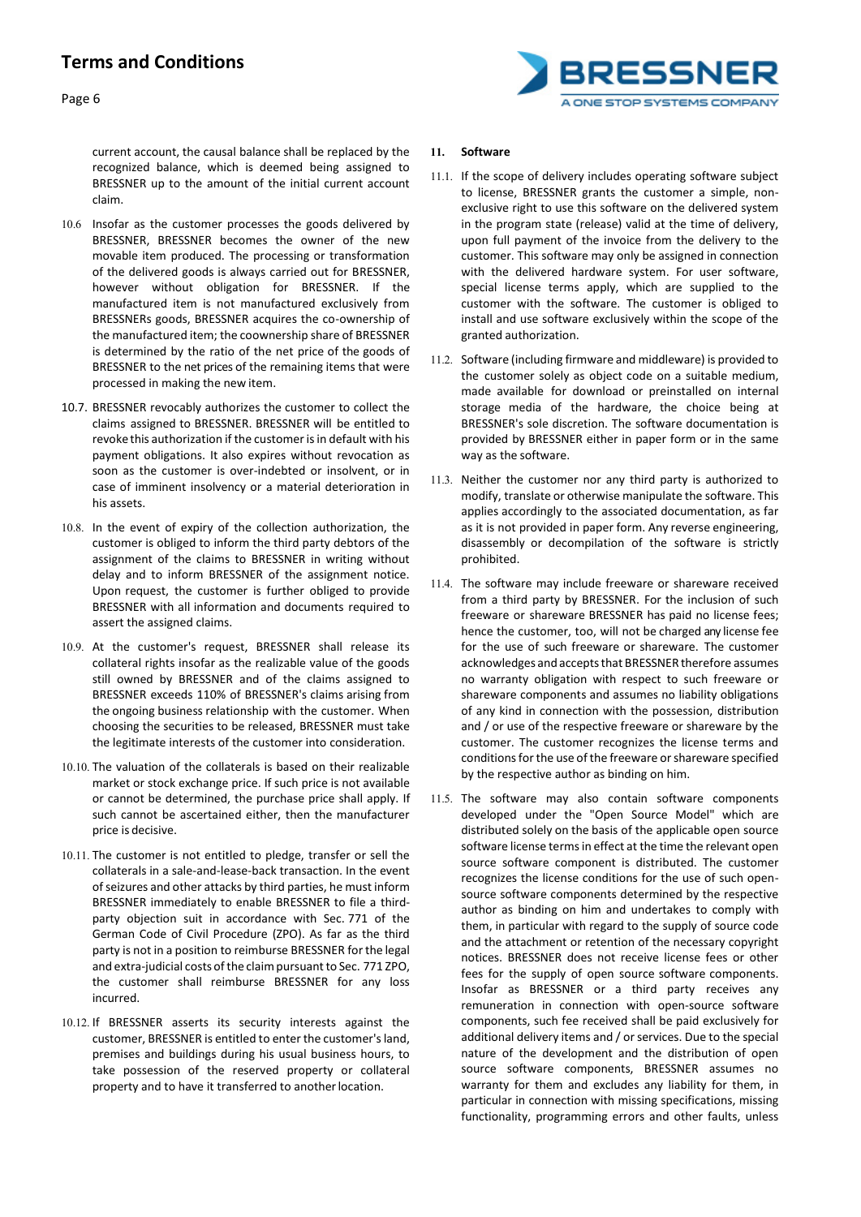current account, the causal balance shall be replaced by the recognized balance, which is deemed being assigned to BRESSNER up to the amount of the initial current account claim.

10.6 Insofar as the customer processes the goods delivered by BRESSNER, BRESSNER becomes the owner of the new movable item produced. The processing or transformation of the delivered goods is always carried out for BRESSNER, however without obligation for BRESSNER. If the manufactured item is not manufactured exclusively from BRESSNERs goods, BRESSNER acquires the co-ownership of the manufactured item; the coownership share of BRESSNER is determined by the ratio of the net price of the goods of BRESSNER to the net prices of the remaining items that were processed in making the new item.

10.7. BRESSNER revocably authorizes the customer to collect the claims assigned to BRESSNER. BRESSNER will be entitled to revoke this authorization if the customer is in default with his payment obligations. It also expires without revocation as soon as the customer is over-indebted or insolvent, or in case of imminent insolvency or a material deterioration in his assets.

10.8. In the event of expiry of the collection authorization, the customer is obliged to inform the third party debtors of the assignment of the claims to BRESSNER in writing without delay and to inform BRESSNER of the assignment notice. Upon request, the customer is further obliged to provide BRESSNER with all information and documents required to assert the assigned claims.

10.9. At the customer's request, BRESSNER shall release its collateral rights insofar as the realizable value of the goods still owned by BRESSNER and of the claims assigned to BRESSNER exceeds 110% of BRESSNER's claims arising from the ongoing business relationship with the customer. When choosing the securities to be released, BRESSNER must take the legitimate interests of the customer into consideration.

10.10. The valuation of the collaterals is based on their realizable market or stock exchange price. If such price is not available or cannot be determined, the purchase price shall apply. If such cannot be ascertained either, then the manufacturer price is decisive.

10.11. The customer is not entitled to pledge, transfer or sell the collaterals in a sale-and-lease-back transaction. In the event of seizures and other attacks by third parties, he must inform BRESSNER immediately to enable BRESSNER to file a third-party objection suit in accordance with Sec. 771 of the German Code of Civil Procedure (ZPO). As far as the third party is not in a position to reimburse BRESSNER for the legal and extra-judicial costs of the claim pursuant to Sec. 771 ZPO, the customer shall reimburse BRESSNER for any loss incurred.

10.12. If BRESSNER asserts its security interests against the customer, BRESSNER is entitled to enter the customer's land, premises and buildings during his usual business hours, to take possession of the reserved property or collateral property and to have it transferred to another location.

## 11. Software

11.1. If the scope of delivery includes operating software subject to license, BRESSNER grants the customer a simple, non-exclusive right to use this software on the delivered system in the program state (release) valid at the time of delivery, upon full payment of the invoice from the delivery to the customer. This software may only be assigned in connection with the delivered hardware system. For user software, special license terms apply, which are supplied to the customer with the software. The customer is obliged to install and use software exclusively within the scope of the granted authorization.

11.2. Software (including firmware and middleware) is provided to the customer solely as object code on a suitable medium, made available for download or preinstalled on internal storage media of the hardware, the choice being at BRESSNER's sole discretion. The software documentation is provided by BRESSNER either in paper form or in the same way as the software.

11.3. Neither the customer nor any third party is authorized to modify, translate or otherwise manipulate the software. This applies accordingly to the associated documentation, as far as it is not provided in paper form. Any reverse engineering, disassembly or decompilation of the software is strictly prohibited.

11.4. The software may include freeware or shareware received from a third party by BRESSNER. For the inclusion of such freeware or shareware BRESSNER has paid no license fees; hence the customer, too, will not be charged any license fee for the use of such freeware or shareware. The customer acknowledges and accepts that BRESSNER therefore assumes no warranty obligation with respect to such freeware or shareware components and assumes no liability obligations of any kind in connection with the possession, distribution and / or use of the respective freeware or shareware by the customer. The customer recognizes the license terms and conditions for the use of the freeware or shareware specified by the respective author as binding on him.

11.5. The software may also contain software components developed under the "Open Source Model" which are distributed solely on the basis of the applicable open source software license terms in effect at the time the relevant open source software component is distributed. The customer recognizes the license conditions for the use of such open-source software components determined by the respective author as binding on him and undertakes to comply with them, in particular with regard to the supply of source code and the attachment or retention of the necessary copyright notices. BRESSNER does not receive license fees or other fees for the supply of open source software components. Insofar as BRESSNER or a third party receives any remuneration in connection with open-source software components, such fee received shall be paid exclusively for additional delivery items and / or services. Due to the special nature of the development and the distribution of open source software components, BRESSNER assumes no warranty for them and excludes any liability for them, in particular in connection with missing specifications, missing functionality, programming errors and other faults, unless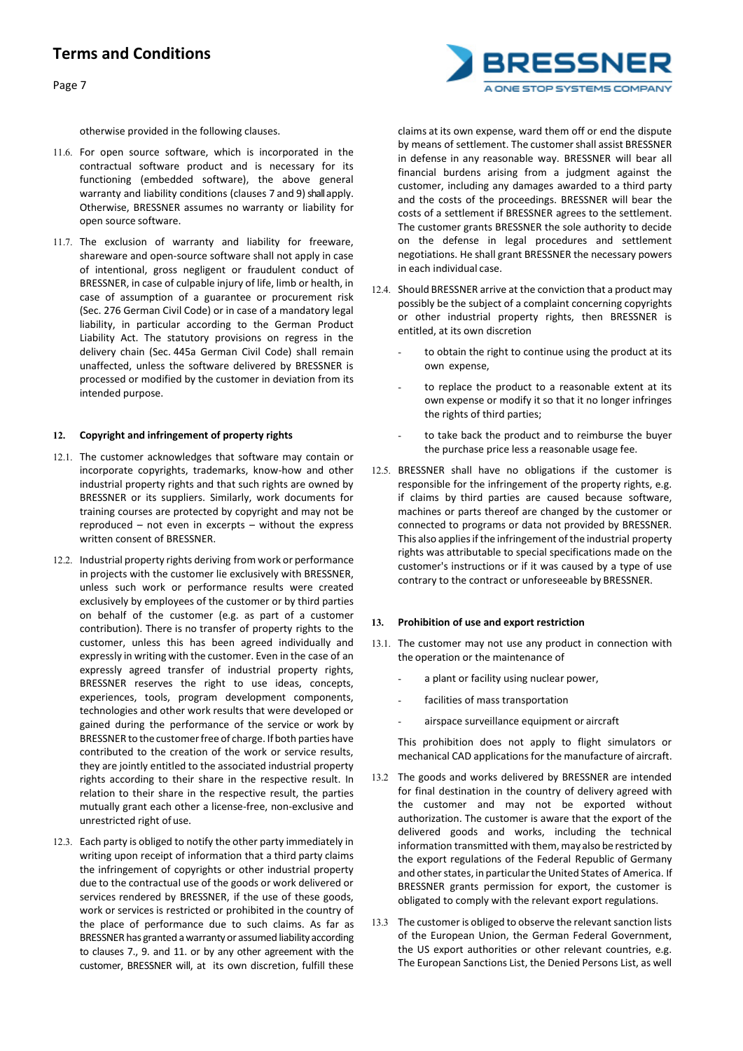otherwise provided in the following clauses.

11.6. For open source software, which is incorporated in the contractual software product and is necessary for its functioning (embedded software), the above general warranty and liability conditions (clauses 7 and 9) shall apply. Otherwise, BRESSNER assumes no warranty or liability for open source software.

11.7. The exclusion of warranty and liability for freeware, shareware and open-source software shall not apply in case of intentional, gross negligent or fraudulent conduct of BRESSNER, in case of culpable injury of life, limb or health, in case of assumption of a guarantee or procurement risk (Sec. 276 German Civil Code) or in case of a mandatory legal liability, in particular according to the German Product Liability Act. The statutory provisions on regress in the delivery chain (Sec. 445a German Civil Code) shall remain unaffected, unless the software delivered by BRESSNER is processed or modified by the customer in deviation from its intended purpose.

## 12. Copyright and infringement of property rights

12.1. The customer acknowledges that software may contain or incorporate copyrights, trademarks, know-how and other industrial property rights and that such rights are owned by BRESSNER or its suppliers. Similarly, work documents for training courses are protected by copyright and may not be reproduced – not even in excerpts – without the express written consent of BRESSNER.

12.2. Industrial property rights deriving from work or performance in projects with the customer lie exclusively with BRESSNER, unless such work or performance results were created exclusively by employees of the customer or by third parties on behalf of the customer (e.g. as part of a customer contribution). There is no transfer of property rights to the customer, unless this has been agreed individually and expressly in writing with the customer. Even in the case of an expressly agreed transfer of industrial property rights, BRESSNER reserves the right to use ideas, concepts, experiences, tools, program development components, technologies and other work results that were developed or gained during the performance of the service or work by BRESSNER to the customer free of charge. If both parties have contributed to the creation of the work or service results, they are jointly entitled to the associated industrial property rights according to their share in the respective result. In relation to their share in the respective result, the parties mutually grant each other a license-free, non-exclusive and unrestricted right of use.

12.3. Each party is obliged to notify the other party immediately in writing upon receipt of information that a third party claims the infringement of copyrights or other industrial property due to the contractual use of the goods or work delivered or services rendered by BRESSNER, if the use of these goods, work or services is restricted or prohibited in the country of the place of performance due to such claims. As far as BRESSNER has granted a warranty or assumed liability according to clauses 7., 9. and 11. or by any other agreement with the customer, BRESSNER will, at its own discretion, fulfill these claims at its own expense, ward them off or end the dispute by means of settlement. The customer shall assist BRESSNER in defense in any reasonable way. BRESSNER will bear all financial burdens arising from a judgment against the customer, including any damages awarded to a third party and the costs of the proceedings. BRESSNER will bear the costs of a settlement if BRESSNER agrees to the settlement. The customer grants BRESSNER the sole authority to decide on the defense in legal procedures and settlement negotiations. He shall grant BRESSNER the necessary powers in each individual case.

12.4. Should BRESSNER arrive at the conviction that a product may possibly be the subject of a complaint concerning copyrights or other industrial property rights, then BRESSNER is entitled, at its own discretion

- to obtain the right to continue using the product at its own expense,
- to replace the product to a reasonable extent at its own expense or modify it so that it no longer infringes the rights of third parties;
- to take back the product and to reimburse the buyer the purchase price less a reasonable usage fee.

12.5. BRESSNER shall have no obligations if the customer is responsible for the infringement of the property rights, e.g. if claims by third parties are caused because software, machines or parts thereof are changed by the customer or connected to programs or data not provided by BRESSNER. This also applies if the infringement of the industrial property rights was attributable to special specifications made on the customer's instructions or if it was caused by a type of use contrary to the contract or unforeseeable by BRESSNER.

## 13. Prohibition of use and export restriction

13.1. The customer may not use any product in connection with the operation or the maintenance of

- a plant or facility using nuclear power,
- facilities of mass transportation
- airspace surveillance equipment or aircraft

This prohibition does not apply to flight simulators or mechanical CAD applications for the manufacture of aircraft.

13.2 The goods and works delivered by BRESSNER are intended for final destination in the country of delivery agreed with the customer and may not be exported without authorization. The customer is aware that the export of the delivered goods and works, including the technical information transmitted with them, may also be restricted by the export regulations of the Federal Republic of Germany and other states, in particular the United States of America. If BRESSNER grants permission for export, the customer is obligated to comply with the relevant export regulations.

13.3 The customer is obliged to observe the relevant sanction lists of the European Union, the German Federal Government, the US export authorities or other relevant countries, e.g. The European Sanctions List, the Denied Persons List, as well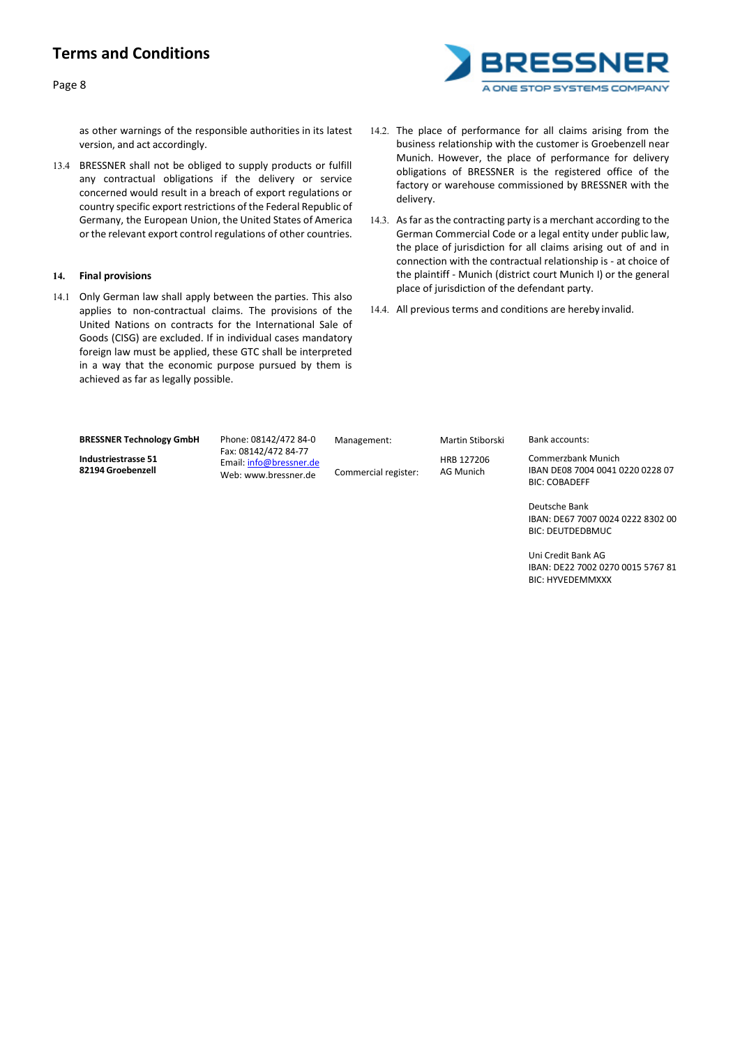as other warnings of the responsible authorities in its latest version, and act accordingly.

13.4 BRESSNER shall not be obliged to supply products or fulfill any contractual obligations if the delivery or service concerned would result in a breach of export regulations or country specific export restrictions of the Federal Republic of Germany, the European Union, the United States of America or the relevant export control regulations of other countries.

## 14. Final provisions

14.1 Only German law shall apply between the parties. This also applies to non-contractual claims. The provisions of the United Nations on contracts for the International Sale of Goods (CISG) are excluded. If in individual cases mandatory foreign law must be applied, these GTC shall be interpreted in a way that the economic purpose pursued by them is achieved as far as legally possible.

14.2. The place of performance for all claims arising from the business relationship with the customer is Groebenzell near Munich. However, the place of performance for delivery obligations of BRESSNER is the registered office of the factory or warehouse commissioned by BRESSNER with the delivery.

14.3. As far as the contracting party is a merchant according to the German Commercial Code or a legal entity under public law, the place of jurisdiction for all claims arising out of and in connection with the contractual relationship is - at choice of the plaintiff - Munich (district court Munich I) or the general place of jurisdiction of the defendant party.

14.4. All previous terms and conditions are hereby invalid.

**BRESSNER Technology GmbH**

**Industriestrasse 51**
**82194 Groebenzell**

Phone: 08142/472 84-0
Fax: 08142/472 84-77
Email: info@bressner.de
Web: www.bressner.de

Management: Martin Stiborski

Commercial register: HRB 127206 AG Munich

Bank accounts:

Commerzbank Munich
IBAN DE08 7004 0041 0220 0228 07
BIC: COBADEFF

Deutsche Bank
IBAN: DE67 7007 0024 0222 8302 00
BIC: DEUTDEDBMUC

Uni Credit Bank AG
IBAN: DE22 7002 0270 0015 5767 81
BIC: HYVEDEMMXXX